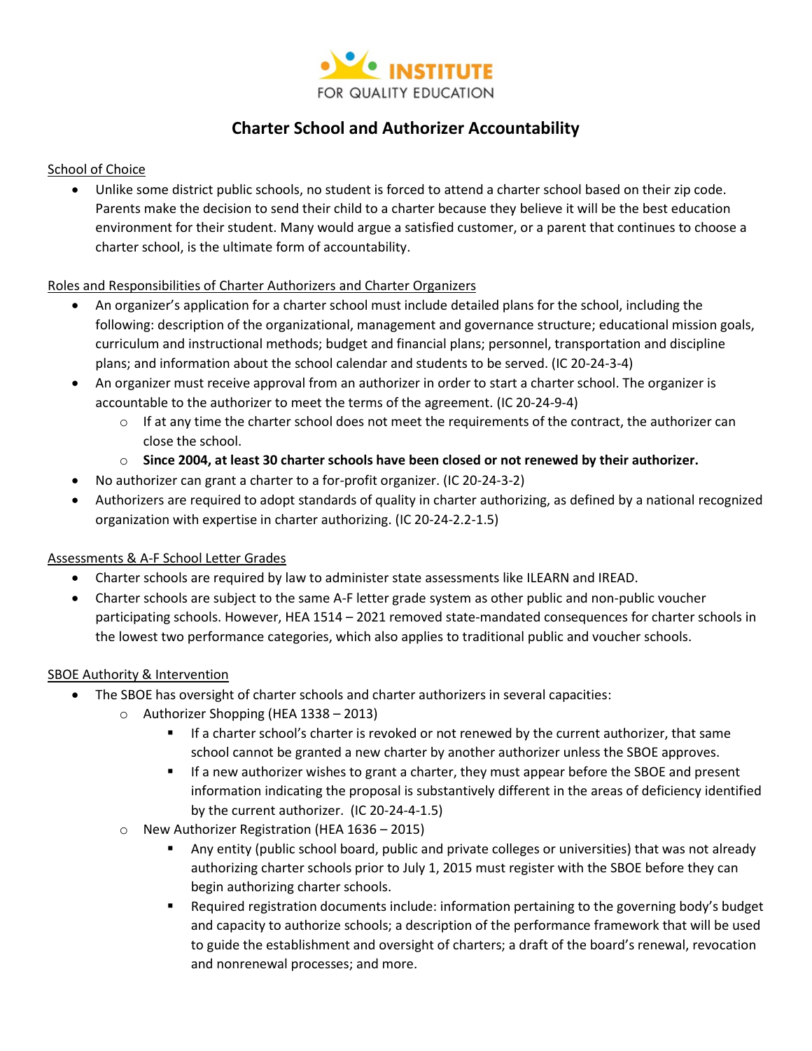INSTITUTE FOR QUALITY EDUCATION

# Charter School and Authorizer Accountability

School of Choice

- Unlike some district public schools, no student is forced to attend a charter school based on their zip code. Parents make the decision to send their child to a charter because they believe it will be the best education environment for their student. Many would argue a satisfied customer, or a parent that continues to choose a charter school, is the ultimate form of accountability.

Roles and Responsibilities of Charter Authorizers and Charter Organizers

- An organizer's application for a charter school must include detailed plans for the school, including the following: description of the organizational, management and governance structure; educational mission goals, curriculum and instructional methods; budget and financial plans; personnel, transportation and discipline plans; and information about the school calendar and students to be served. (IC 20-24-3-4)
- An organizer must receive approval from an authorizer in order to start a charter school. The organizer is accountable to the authorizer to meet the terms of the agreement. (IC 20-24-9-4)
  - If at any time the charter school does not meet the requirements of the contract, the authorizer can close the school.
  - **Since 2004, at least 30 charter schools have been closed or not renewed by their authorizer.**
- No authorizer can grant a charter to a for-profit organizer. (IC 20-24-3-2)
- Authorizers are required to adopt standards of quality in charter authorizing, as defined by a national recognized organization with expertise in charter authorizing. (IC 20-24-2.2-1.5)

Assessments & A-F School Letter Grades

- Charter schools are required by law to administer state assessments like ILEARN and IREAD.
- Charter schools are subject to the same A-F letter grade system as other public and non-public voucher participating schools. However, HEA 1514 – 2021 removed state-mandated consequences for charter schools in the lowest two performance categories, which also applies to traditional public and voucher schools.

SBOE Authority & Intervention

- The SBOE has oversight of charter schools and charter authorizers in several capacities:
  - Authorizer Shopping (HEA 1338 – 2013)
    - If a charter school's charter is revoked or not renewed by the current authorizer, that same school cannot be granted a new charter by another authorizer unless the SBOE approves.
    - If a new authorizer wishes to grant a charter, they must appear before the SBOE and present information indicating the proposal is substantively different in the areas of deficiency identified by the current authorizer. (IC 20-24-4-1.5)
  - New Authorizer Registration (HEA 1636 – 2015)
    - Any entity (public school board, public and private colleges or universities) that was not already authorizing charter schools prior to July 1, 2015 must register with the SBOE before they can begin authorizing charter schools.
    - Required registration documents include: information pertaining to the governing body's budget and capacity to authorize schools; a description of the performance framework that will be used to guide the establishment and oversight of charters; a draft of the board's renewal, revocation and nonrenewal processes; and more.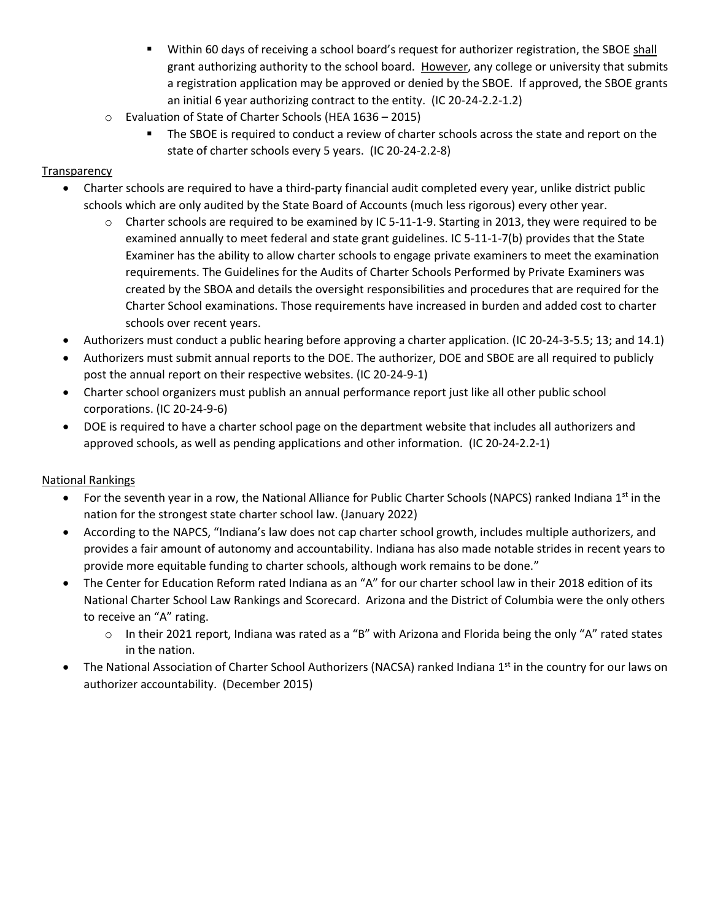- Within 60 days of receiving a school board's request for authorizer registration, the SBOE shall grant authorizing authority to the school board. However, any college or university that submits a registration application may be approved or denied by the SBOE. If approved, the SBOE grants an initial 6 year authorizing contract to the entity. (IC 20-24-2.2-1.2)
    - Evaluation of State of Charter Schools (HEA 1636 – 2015)
        - The SBOE is required to conduct a review of charter schools across the state and report on the state of charter schools every 5 years. (IC 20-24-2.2-8)

Transparency

- Charter schools are required to have a third-party financial audit completed every year, unlike district public schools which are only audited by the State Board of Accounts (much less rigorous) every other year.
    - Charter schools are required to be examined by IC 5-11-1-9. Starting in 2013, they were required to be examined annually to meet federal and state grant guidelines. IC 5-11-1-7(b) provides that the State Examiner has the ability to allow charter schools to engage private examiners to meet the examination requirements. The Guidelines for the Audits of Charter Schools Performed by Private Examiners was created by the SBOA and details the oversight responsibilities and procedures that are required for the Charter School examinations. Those requirements have increased in burden and added cost to charter schools over recent years.
- Authorizers must conduct a public hearing before approving a charter application. (IC 20-24-3-5.5; 13; and 14.1)
- Authorizers must submit annual reports to the DOE. The authorizer, DOE and SBOE are all required to publicly post the annual report on their respective websites. (IC 20-24-9-1)
- Charter school organizers must publish an annual performance report just like all other public school corporations. (IC 20-24-9-6)
- DOE is required to have a charter school page on the department website that includes all authorizers and approved schools, as well as pending applications and other information. (IC 20-24-2.2-1)

National Rankings

- For the seventh year in a row, the National Alliance for Public Charter Schools (NAPCS) ranked Indiana 1st in the nation for the strongest state charter school law. (January 2022)
- According to the NAPCS, "Indiana's law does not cap charter school growth, includes multiple authorizers, and provides a fair amount of autonomy and accountability. Indiana has also made notable strides in recent years to provide more equitable funding to charter schools, although work remains to be done."
- The Center for Education Reform rated Indiana as an "A" for our charter school law in their 2018 edition of its National Charter School Law Rankings and Scorecard. Arizona and the District of Columbia were the only others to receive an "A" rating.
    - In their 2021 report, Indiana was rated as a "B" with Arizona and Florida being the only "A" rated states in the nation.
- The National Association of Charter School Authorizers (NACSA) ranked Indiana 1st in the country for our laws on authorizer accountability. (December 2015)